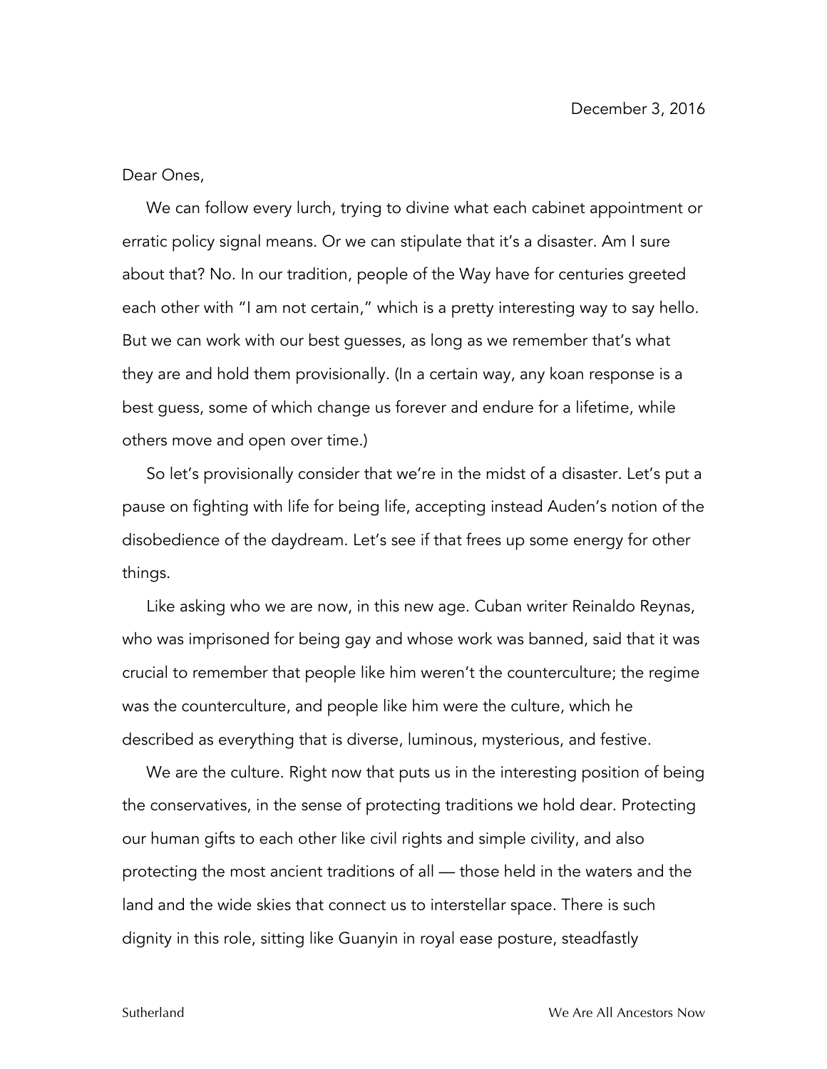December 3, 2016

Dear Ones,

We can follow every lurch, trying to divine what each cabinet appointment or erratic policy signal means. Or we can stipulate that it's a disaster. Am I sure about that? No. In our tradition, people of the Way have for centuries greeted each other with "I am not certain," which is a pretty interesting way to say hello. But we can work with our best guesses, as long as we remember that's what they are and hold them provisionally. (In a certain way, any koan response is a best guess, some of which change us forever and endure for a lifetime, while others move and open over time.)

So let's provisionally consider that we're in the midst of a disaster. Let's put a pause on fighting with life for being life, accepting instead Auden's notion of the disobedience of the daydream. Let's see if that frees up some energy for other things.

Like asking who we are now, in this new age. Cuban writer Reinaldo Reynas, who was imprisoned for being gay and whose work was banned, said that it was crucial to remember that people like him weren't the counterculture; the regime was the counterculture, and people like him were the culture, which he described as everything that is diverse, luminous, mysterious, and festive.

We are the culture. Right now that puts us in the interesting position of being the conservatives, in the sense of protecting traditions we hold dear. Protecting our human gifts to each other like civil rights and simple civility, and also protecting the most ancient traditions of all — those held in the waters and the land and the wide skies that connect us to interstellar space. There is such dignity in this role, sitting like Guanyin in royal ease posture, steadfastly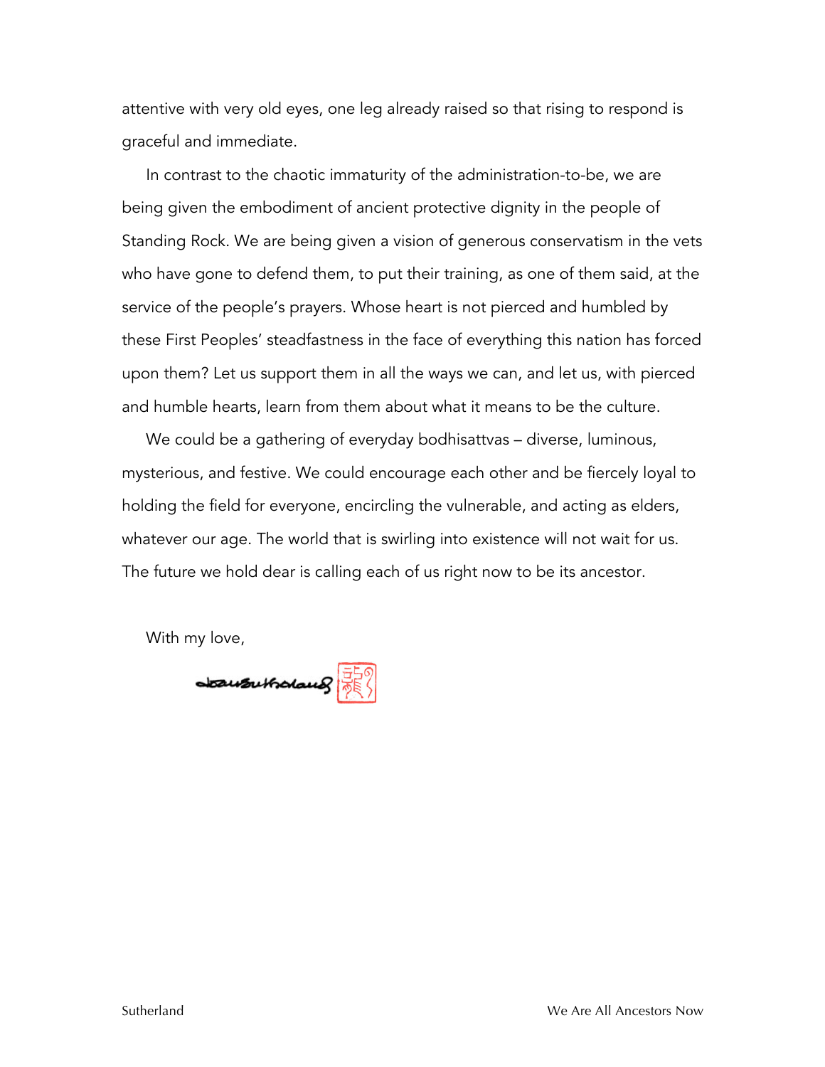attentive with very old eyes, one leg already raised so that rising to respond is graceful and immediate.

In contrast to the chaotic immaturity of the administration-to-be, we are being given the embodiment of ancient protective dignity in the people of Standing Rock. We are being given a vision of generous conservatism in the vets who have gone to defend them, to put their training, as one of them said, at the service of the people's prayers. Whose heart is not pierced and humbled by these First Peoples' steadfastness in the face of everything this nation has forced upon them? Let us support them in all the ways we can, and let us, with pierced and humble hearts, learn from them about what it means to be the culture.

We could be a gathering of everyday bodhisattvas – diverse, luminous, mysterious, and festive. We could encourage each other and be fiercely loyal to holding the field for everyone, encircling the vulnerable, and acting as elders, whatever our age. The world that is swirling into existence will not wait for us. The future we hold dear is calling each of us right now to be its ancestor.

With my love,